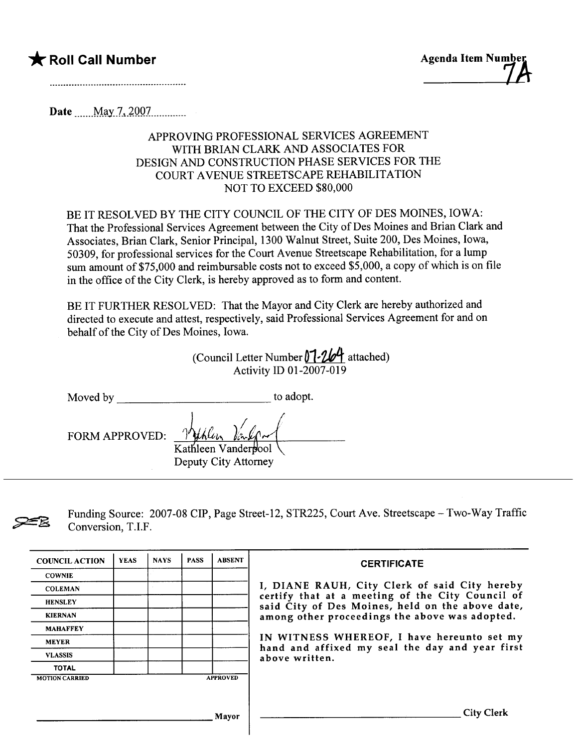★ **Roll Call Number**

......................................................

**Agenda Item Number** 7A

**Date** May 7, 2007

APPROVING PROFESSIONAL SERVICES AGREEMENT WITH BRIAN CLARK AND ASSOCIATES FOR DESIGN AND CONSTRUCTION PHASE SERVICES FOR THE COURT AVENUE STREETSCAPE REHABILITATION NOT TO EXCEED $80,000

BE IT RESOLVED BY THE CITY COUNCIL OF THE CITY OF DES MOINES, IOWA: That the Professional Services Agreement between the City of Des Moines and Brian Clark and Associates, Brian Clark, Senior Principal, 1300 Walnut Street, Suite 200, Des Moines, Iowa, 50309, for professional services for the Court Avenue Streetscape Rehabilitation, for a lump sum amount of $75,000 and reimbursable costs not to exceed $5,000, a copy of which is on file in the office of the City Clerk, is hereby approved as to form and content.

BE IT FURTHER RESOLVED: That the Mayor and City Clerk are hereby authorized and directed to execute and attest, respectively, said Professional Services Agreement for and on behalf of the City of Des Moines, Iowa.

(Council Letter Number 07-264 attached)
Activity ID 01-2007-019

Moved by ____________________________ to adopt.

FORM APPROVED: ____________________________
Kathleen Vanderpool
Deputy City Attorney

---

Funding Source: 2007-08 CIP, Page Street-12, STR225, Court Ave. Streetscape – Two-Way Traffic Conversion, T.I.F.

| COUNCIL ACTION | YEAS | NAYS | PASS | ABSENT |
|---|---|---|---|---|
| COWNIE | | | | |
| COLEMAN | | | | |
| HENSLEY | | | | |
| KIERNAN | | | | |
| MAHAFFEY | | | | |
| MEYER | | | | |
| VLASSIS | | | | |
| TOTAL | | | | |

MOTION CARRIED &nbsp;&nbsp;&nbsp;&nbsp; APPROVED

____________________________ Mayor

**CERTIFICATE**

I, DIANE RAUH, City Clerk of said City hereby certify that at a meeting of the City Council of said City of Des Moines, held on the above date, among other proceedings the above was adopted.

IN WITNESS WHEREOF, I have hereunto set my hand and affixed my seal the day and year first above written.

____________________________ City Clerk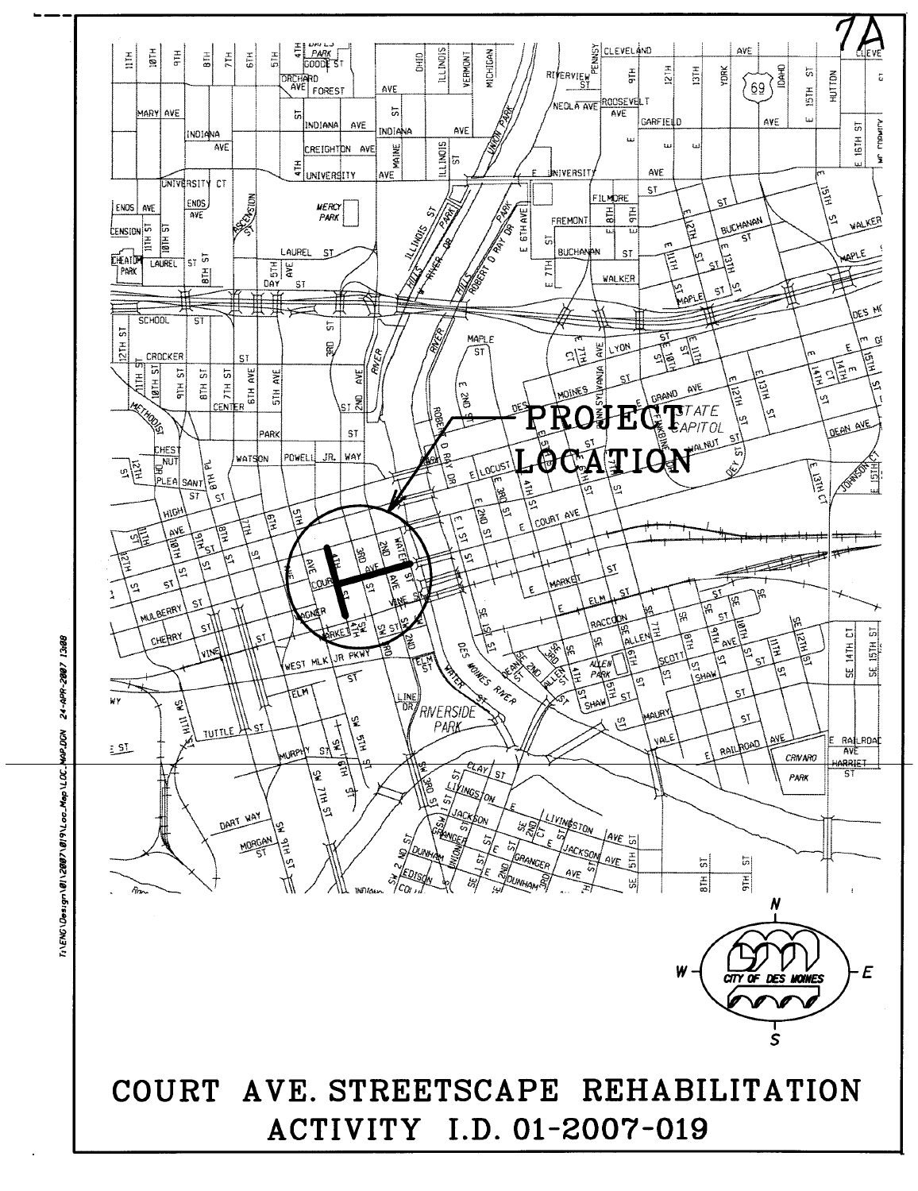7A

PROJECT LOCATION

# COURT AVE. STREETSCAPE REHABILITATION

# ACTIVITY I.D. 01-2007-019